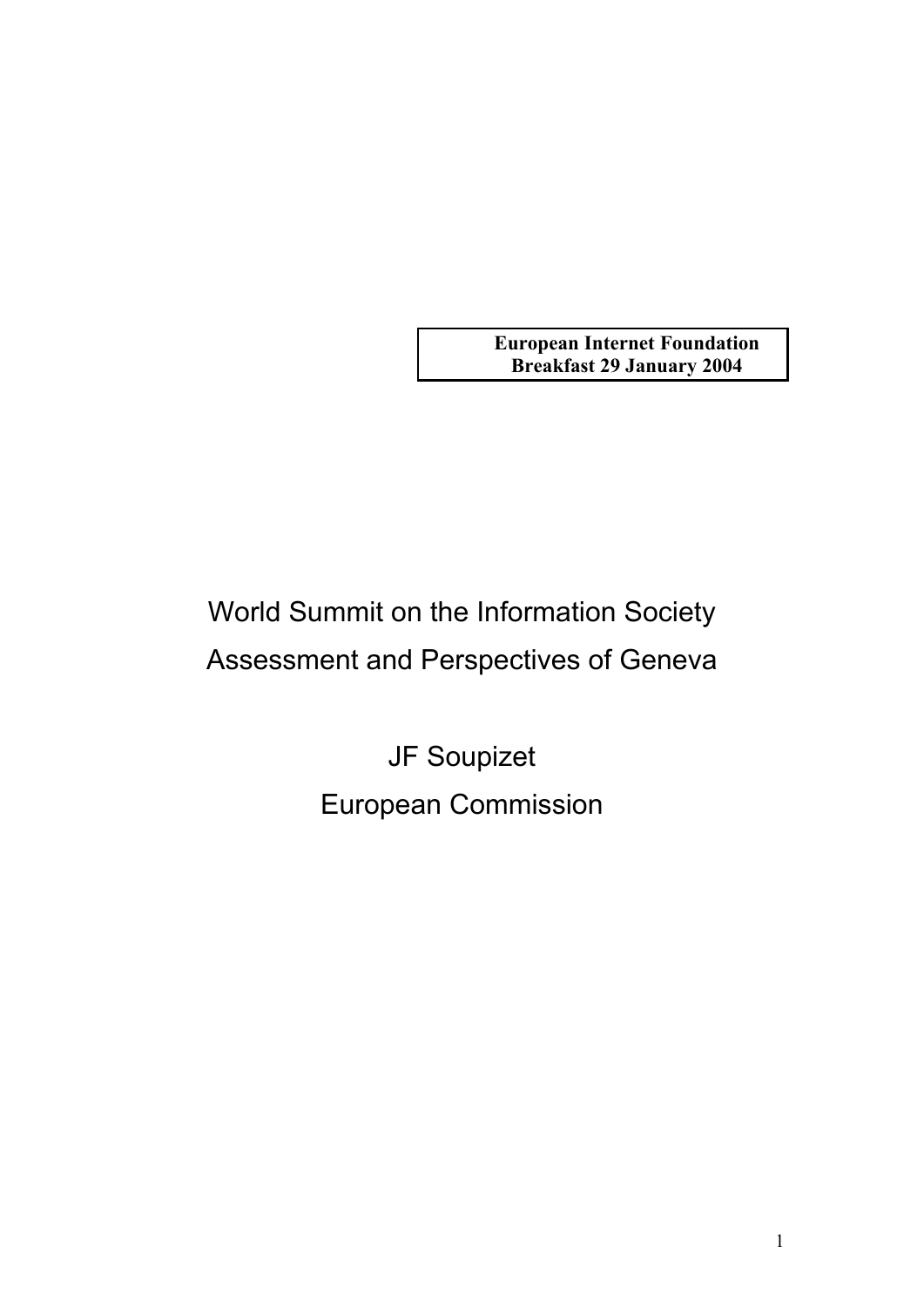**European Internet Foundation**
**Breakfast 29 January 2004**

# World Summit on the Information Society
# Assessment and Perspectives of Geneva

JF Soupizet

European Commission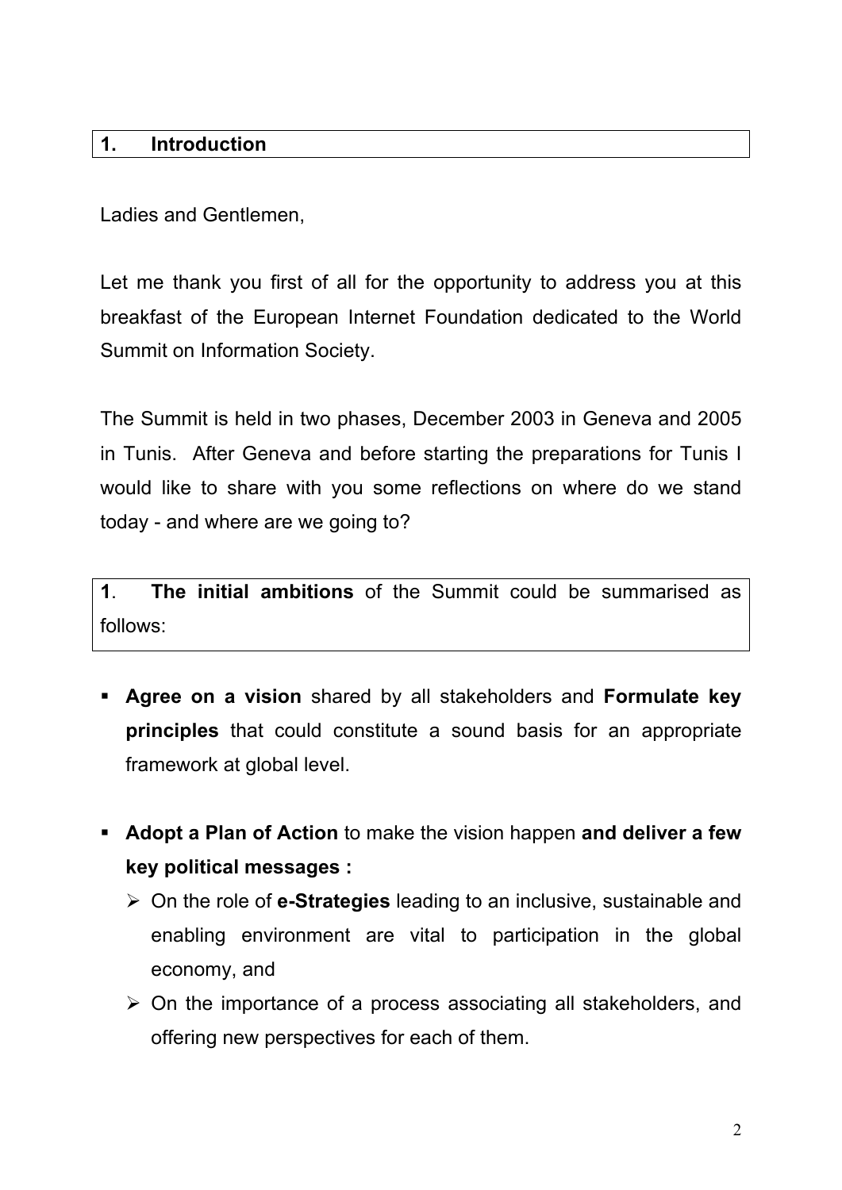## 1. Introduction

Ladies and Gentlemen,

Let me thank you first of all for the opportunity to address you at this breakfast of the European Internet Foundation dedicated to the World Summit on Information Society.

The Summit is held in two phases, December 2003 in Geneva and 2005 in Tunis. After Geneva and before starting the preparations for Tunis I would like to share with you some reflections on where do we stand today - and where are we going to?

**1**. **The initial ambitions** of the Summit could be summarised as follows:

- **Agree on a vision** shared by all stakeholders and **Formulate key principles** that could constitute a sound basis for an appropriate framework at global level.

- **Adopt a Plan of Action** to make the vision happen **and deliver a few key political messages :**
  - On the role of **e-Strategies** leading to an inclusive, sustainable and enabling environment are vital to participation in the global economy, and
  - On the importance of a process associating all stakeholders, and offering new perspectives for each of them.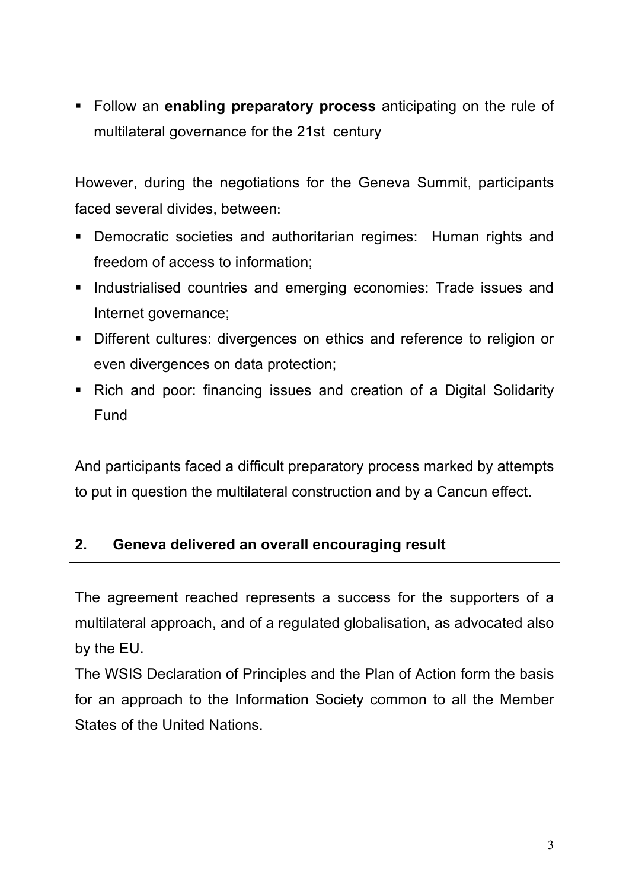- Follow an **enabling preparatory process** anticipating on the rule of multilateral governance for the 21st century

However, during the negotiations for the Geneva Summit, participants faced several divides, between:

- Democratic societies and authoritarian regimes: Human rights and freedom of access to information;
- Industrialised countries and emerging economies: Trade issues and Internet governance;
- Different cultures: divergences on ethics and reference to religion or even divergences on data protection;
- Rich and poor: financing issues and creation of a Digital Solidarity Fund

And participants faced a difficult preparatory process marked by attempts to put in question the multilateral construction and by a Cancun effect.

## 2. Geneva delivered an overall encouraging result

The agreement reached represents a success for the supporters of a multilateral approach, and of a regulated globalisation, as advocated also by the EU.

The WSIS Declaration of Principles and the Plan of Action form the basis for an approach to the Information Society common to all the Member States of the United Nations.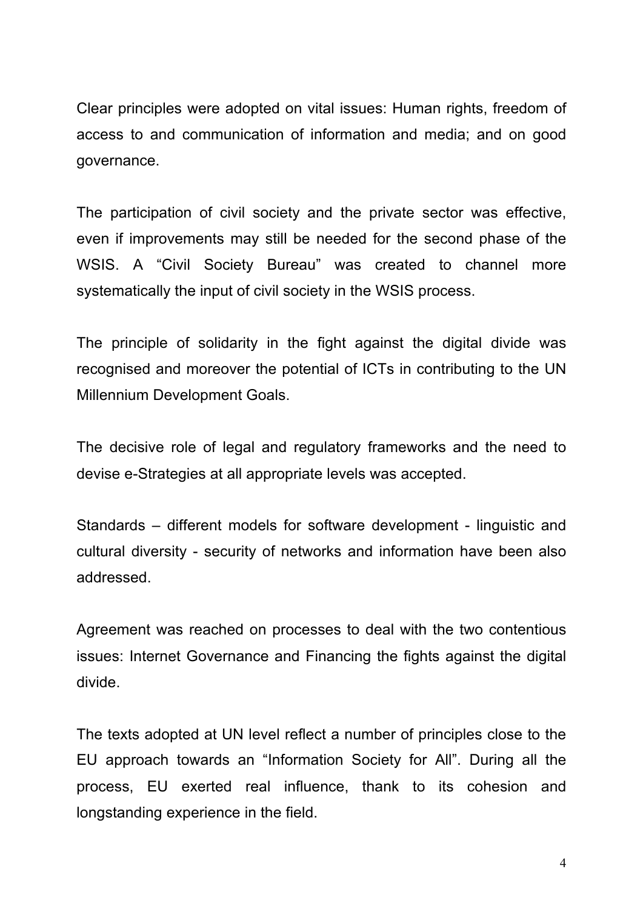Clear principles were adopted on vital issues: Human rights, freedom of access to and communication of information and media; and on good governance.

The participation of civil society and the private sector was effective, even if improvements may still be needed for the second phase of the WSIS. A “Civil Society Bureau” was created to channel more systematically the input of civil society in the WSIS process.

The principle of solidarity in the fight against the digital divide was recognised and moreover the potential of ICTs in contributing to the UN Millennium Development Goals.

The decisive role of legal and regulatory frameworks and the need to devise e-Strategies at all appropriate levels was accepted.

Standards – different models for software development - linguistic and cultural diversity - security of networks and information have been also addressed.

Agreement was reached on processes to deal with the two contentious issues: Internet Governance and Financing the fights against the digital divide.

The texts adopted at UN level reflect a number of principles close to the EU approach towards an “Information Society for All”. During all the process, EU exerted real influence, thank to its cohesion and longstanding experience in the field.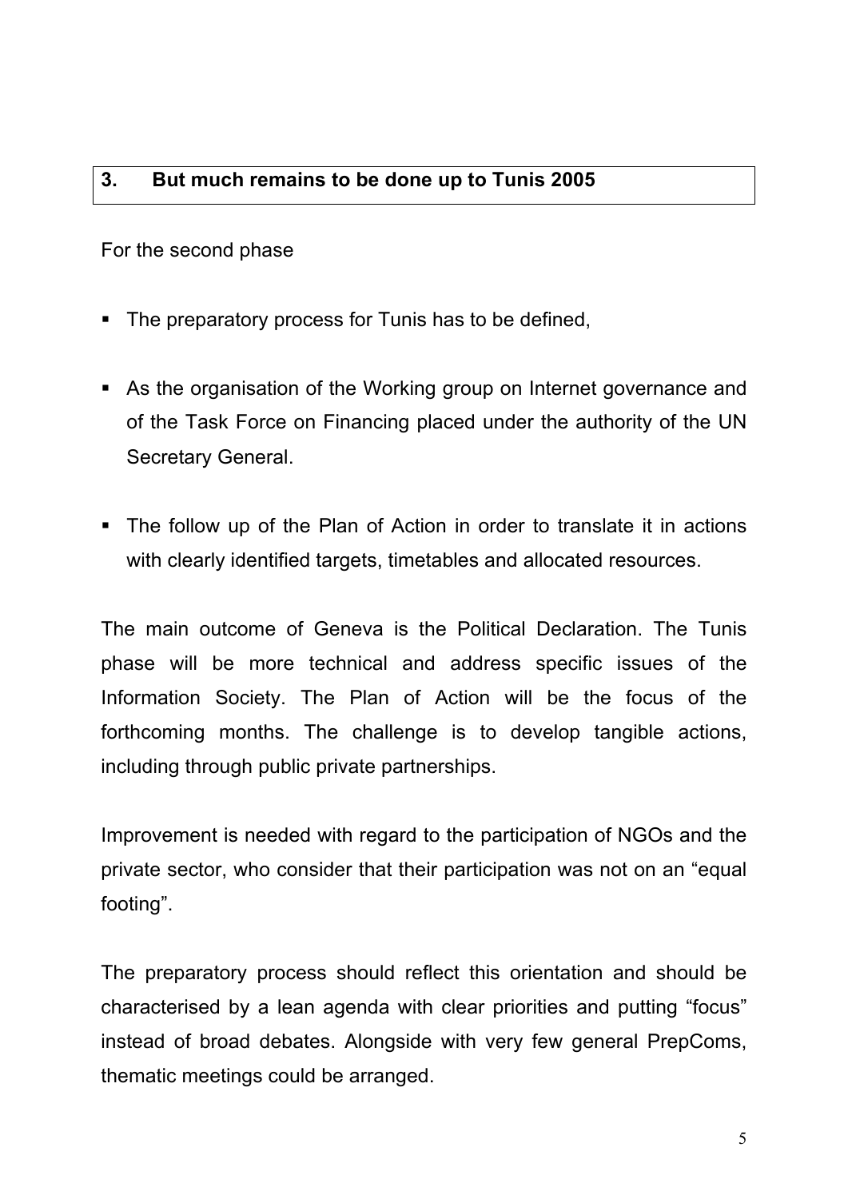## 3. But much remains to be done up to Tunis 2005

For the second phase

- The preparatory process for Tunis has to be defined,
- As the organisation of the Working group on Internet governance and of the Task Force on Financing placed under the authority of the UN Secretary General.
- The follow up of the Plan of Action in order to translate it in actions with clearly identified targets, timetables and allocated resources.

The main outcome of Geneva is the Political Declaration. The Tunis phase will be more technical and address specific issues of the Information Society. The Plan of Action will be the focus of the forthcoming months. The challenge is to develop tangible actions, including through public private partnerships.

Improvement is needed with regard to the participation of NGOs and the private sector, who consider that their participation was not on an "equal footing".

The preparatory process should reflect this orientation and should be characterised by a lean agenda with clear priorities and putting "focus" instead of broad debates. Alongside with very few general PrepComs, thematic meetings could be arranged.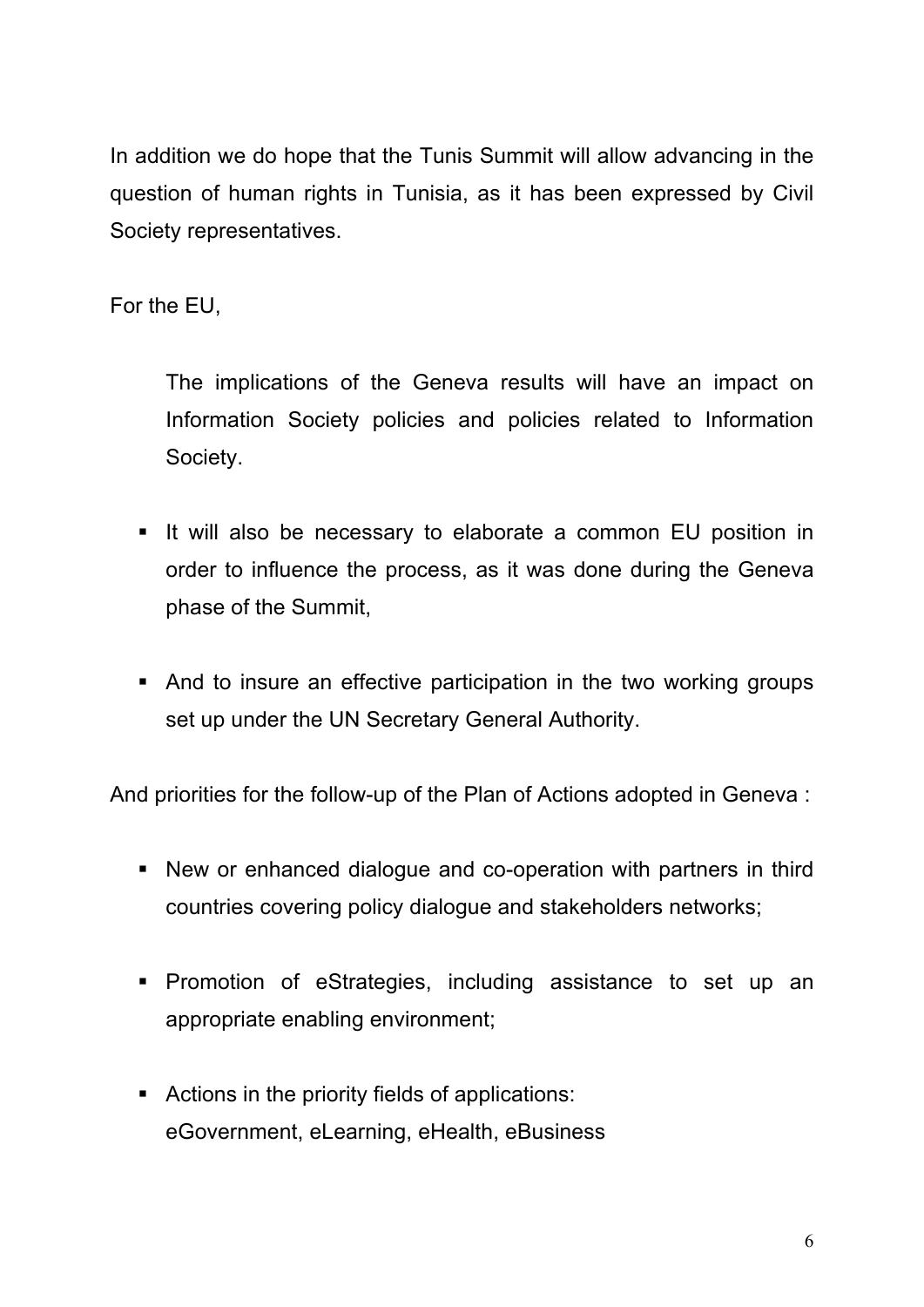In addition we do hope that the Tunis Summit will allow advancing in the question of human rights in Tunisia, as it has been expressed by Civil Society representatives.

For the EU,

The implications of the Geneva results will have an impact on Information Society policies and policies related to Information Society.

- It will also be necessary to elaborate a common EU position in order to influence the process, as it was done during the Geneva phase of the Summit,

- And to insure an effective participation in the two working groups set up under the UN Secretary General Authority.

And priorities for the follow-up of the Plan of Actions adopted in Geneva :

- New or enhanced dialogue and co-operation with partners in third countries covering policy dialogue and stakeholders networks;

- Promotion of eStrategies, including assistance to set up an appropriate enabling environment;

- Actions in the priority fields of applications:
  eGovernment, eLearning, eHealth, eBusiness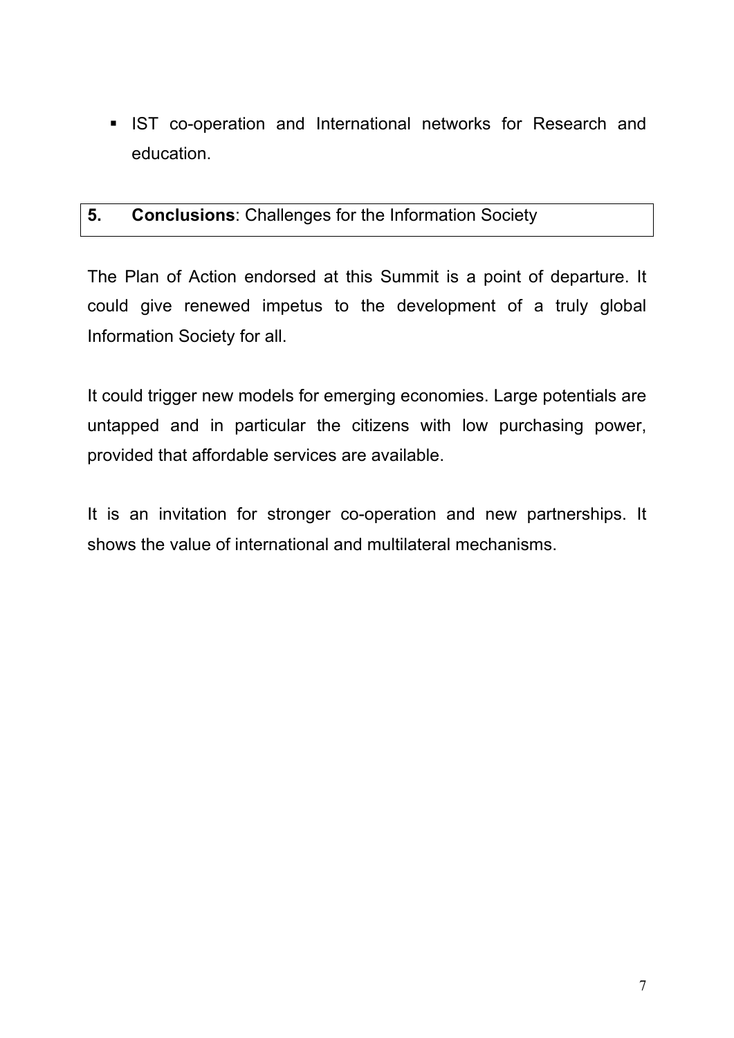- IST co-operation and International networks for Research and education.

## 5. **Conclusions**: Challenges for the Information Society

The Plan of Action endorsed at this Summit is a point of departure. It could give renewed impetus to the development of a truly global Information Society for all.

It could trigger new models for emerging economies. Large potentials are untapped and in particular the citizens with low purchasing power, provided that affordable services are available.

It is an invitation for stronger co-operation and new partnerships. It shows the value of international and multilateral mechanisms.